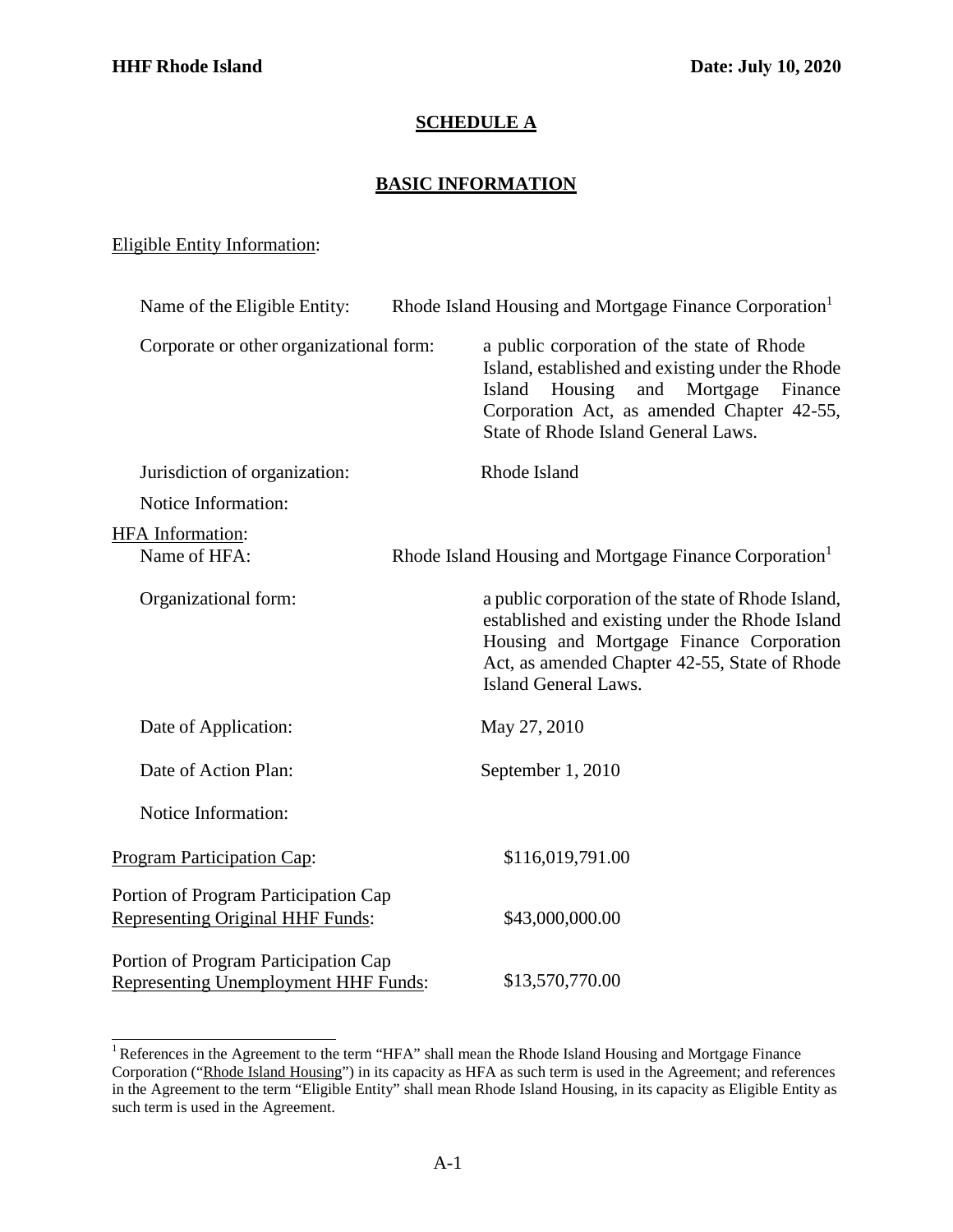## SCHEDULE A

## BASIC INFORMATION

Eligible Entity Information:

| | |
|---|---|
| Name of the Eligible Entity: | Rhode Island Housing and Mortgage Finance Corporation[1] |
| Corporate or other organizational form: | a public corporation of the state of Rhode Island, established and existing under the Rhode Island Housing and Mortgage Finance Corporation Act, as amended Chapter 42-55, State of Rhode Island General Laws. |
| Jurisdiction of organization: | Rhode Island |
| Notice Information: | |

HFA Information:

| | |
|---|---|
| Name of HFA: | Rhode Island Housing and Mortgage Finance Corporation[1] |
| Organizational form: | a public corporation of the state of Rhode Island, established and existing under the Rhode Island Housing and Mortgage Finance Corporation Act, as amended Chapter 42-55, State of Rhode Island General Laws. |
| Date of Application: | May 27, 2010 |
| Date of Action Plan: | September 1, 2010 |
| Notice Information: | |

| | |
|---|---|
| Program Participation Cap: | $116,019,791.00 |
| Portion of Program Participation Cap Representing Original HHF Funds: | $43,000,000.00 |
| Portion of Program Participation Cap Representing Unemployment HHF Funds: | $13,570,770.00 |

[1] References in the Agreement to the term "HFA" shall mean the Rhode Island Housing and Mortgage Finance Corporation ("Rhode Island Housing") in its capacity as HFA as such term is used in the Agreement; and references in the Agreement to the term "Eligible Entity" shall mean Rhode Island Housing, in its capacity as Eligible Entity as such term is used in the Agreement.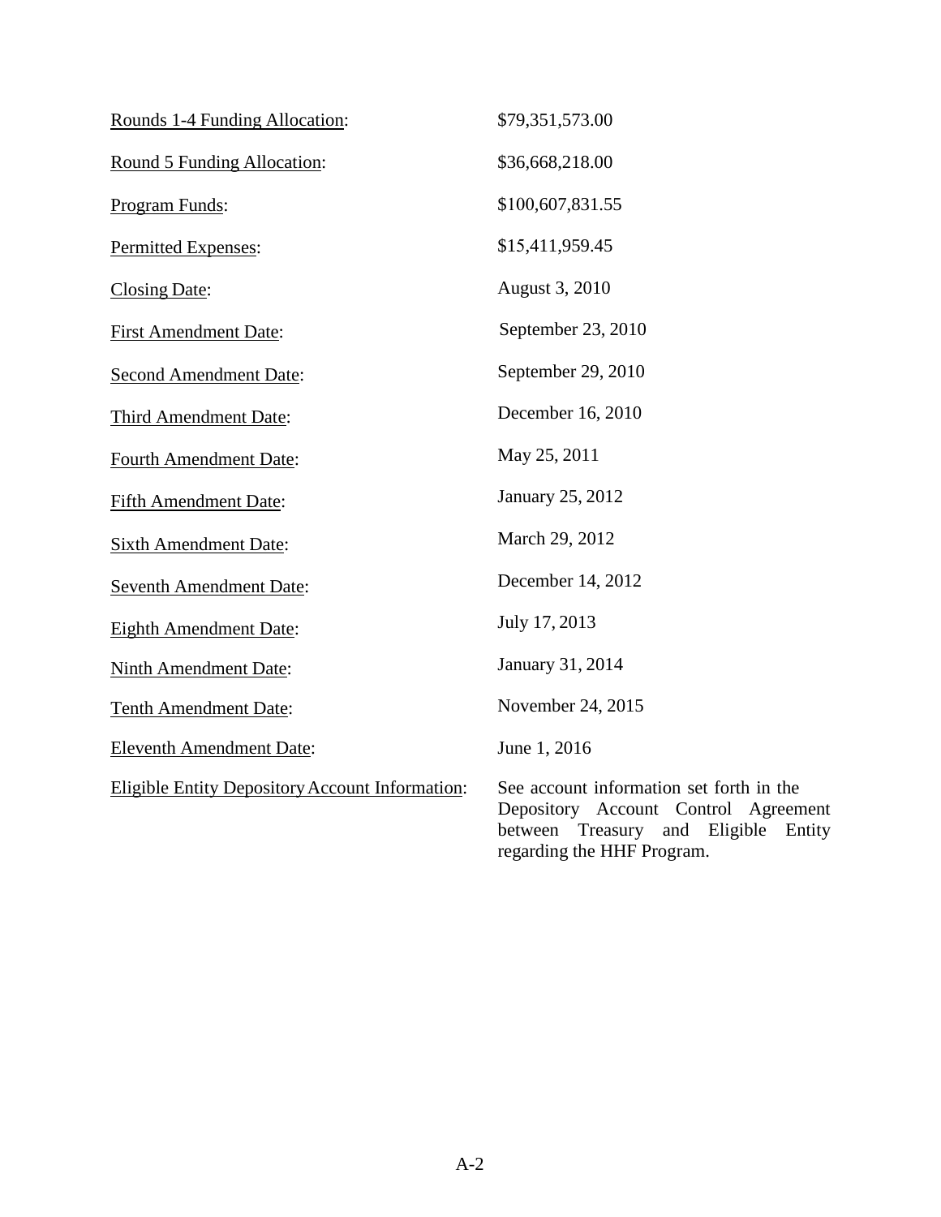| | |
|---|---|
| Rounds 1-4 Funding Allocation: | $79,351,573.00 |
| Round 5 Funding Allocation: | $36,668,218.00 |
| Program Funds: | $100,607,831.55 |
| Permitted Expenses: | $15,411,959.45 |
| Closing Date: | August 3, 2010 |
| First Amendment Date: | September 23, 2010 |
| Second Amendment Date: | September 29, 2010 |
| Third Amendment Date: | December 16, 2010 |
| Fourth Amendment Date: | May 25, 2011 |
| Fifth Amendment Date: | January 25, 2012 |
| Sixth Amendment Date: | March 29, 2012 |
| Seventh Amendment Date: | December 14, 2012 |
| Eighth Amendment Date: | July 17, 2013 |
| Ninth Amendment Date: | January 31, 2014 |
| Tenth Amendment Date: | November 24, 2015 |
| Eleventh Amendment Date: | June 1, 2016 |
| Eligible Entity Depository Account Information: | See account information set forth in the Depository Account Control Agreement between Treasury and Eligible Entity regarding the HHF Program. |